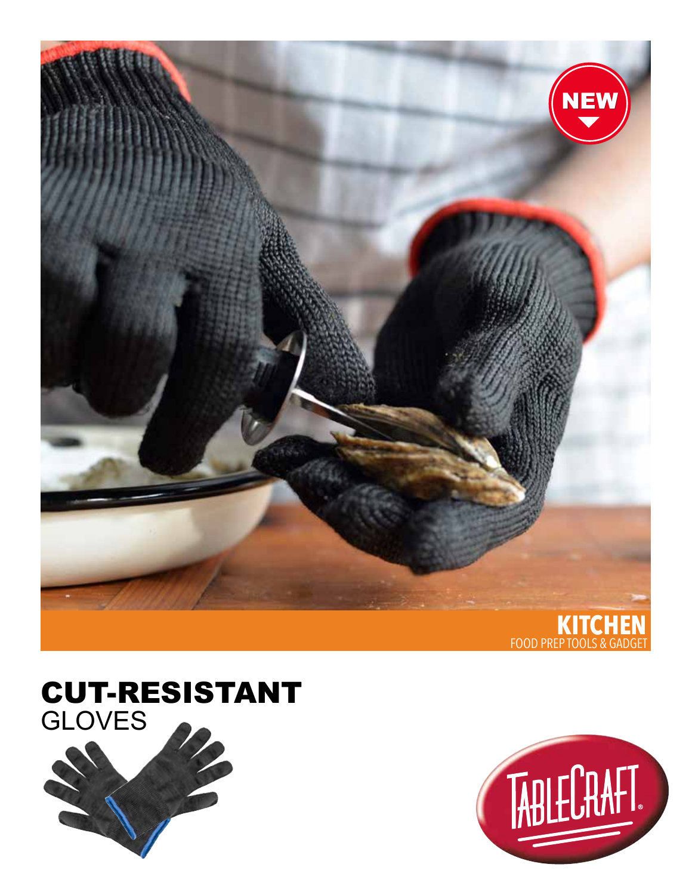NEW

**KITCHEN**
FOOD PREP TOOLS & GADGET

# CUT-RESISTANT
## GLOVES

TABLECRAFT®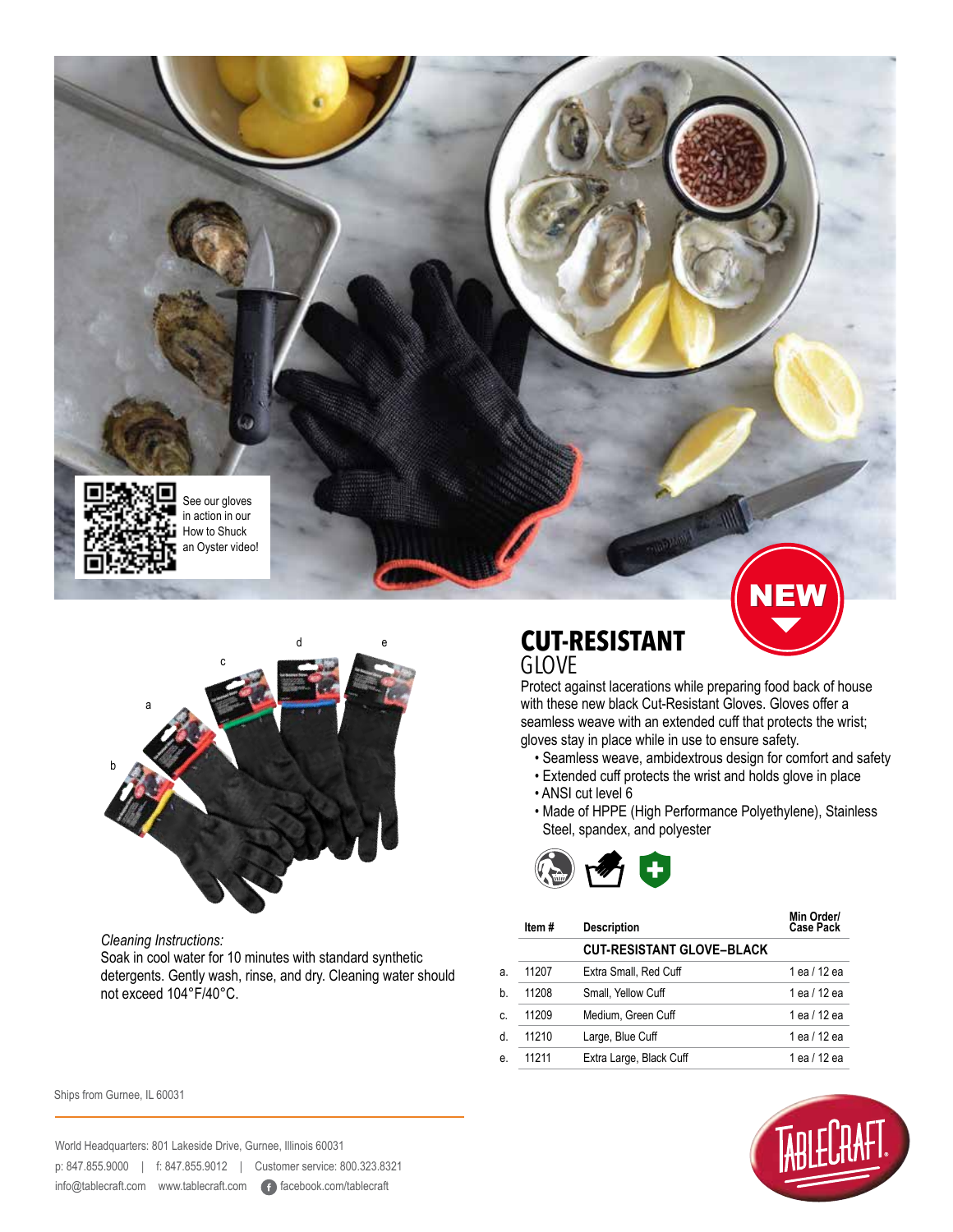See our gloves in action in our How to Shuck an Oyster video!

NEW

# CUT-RESISTANT
## GLOVE

Protect against lacerations while preparing food back of house with these new black Cut-Resistant Gloves. Gloves offer a seamless weave with an extended cuff that protects the wrist; gloves stay in place while in use to ensure safety.

- Seamless weave, ambidextrous design for comfort and safety
- Extended cuff protects the wrist and holds glove in place
- ANSI cut level 6
- Made of HPPE (High Performance Polyethylene), Stainless Steel, spandex, and polyester

| | Item # | Description | Min Order/ Case Pack |
|---|---|---|---|
| | | **CUT-RESISTANT GLOVE–BLACK** | |
| a. | 11207 | Extra Small, Red Cuff | 1 ea / 12 ea |
| b. | 11208 | Small, Yellow Cuff | 1 ea / 12 ea |
| c. | 11209 | Medium, Green Cuff | 1 ea / 12 ea |
| d. | 11210 | Large, Blue Cuff | 1 ea / 12 ea |
| e. | 11211 | Extra Large, Black Cuff | 1 ea / 12 ea |

*Cleaning Instructions:*
Soak in cool water for 10 minutes with standard synthetic detergents. Gently wash, rinse, and dry. Cleaning water should not exceed 104°F/40°C.

Ships from Gurnee, IL 60031

World Headquarters: 801 Lakeside Drive, Gurnee, Illinois 60031
p: 847.855.9000 | f: 847.855.9012 | Customer service: 800.323.8321
info@tablecraft.com www.tablecraft.com facebook.com/tablecraft